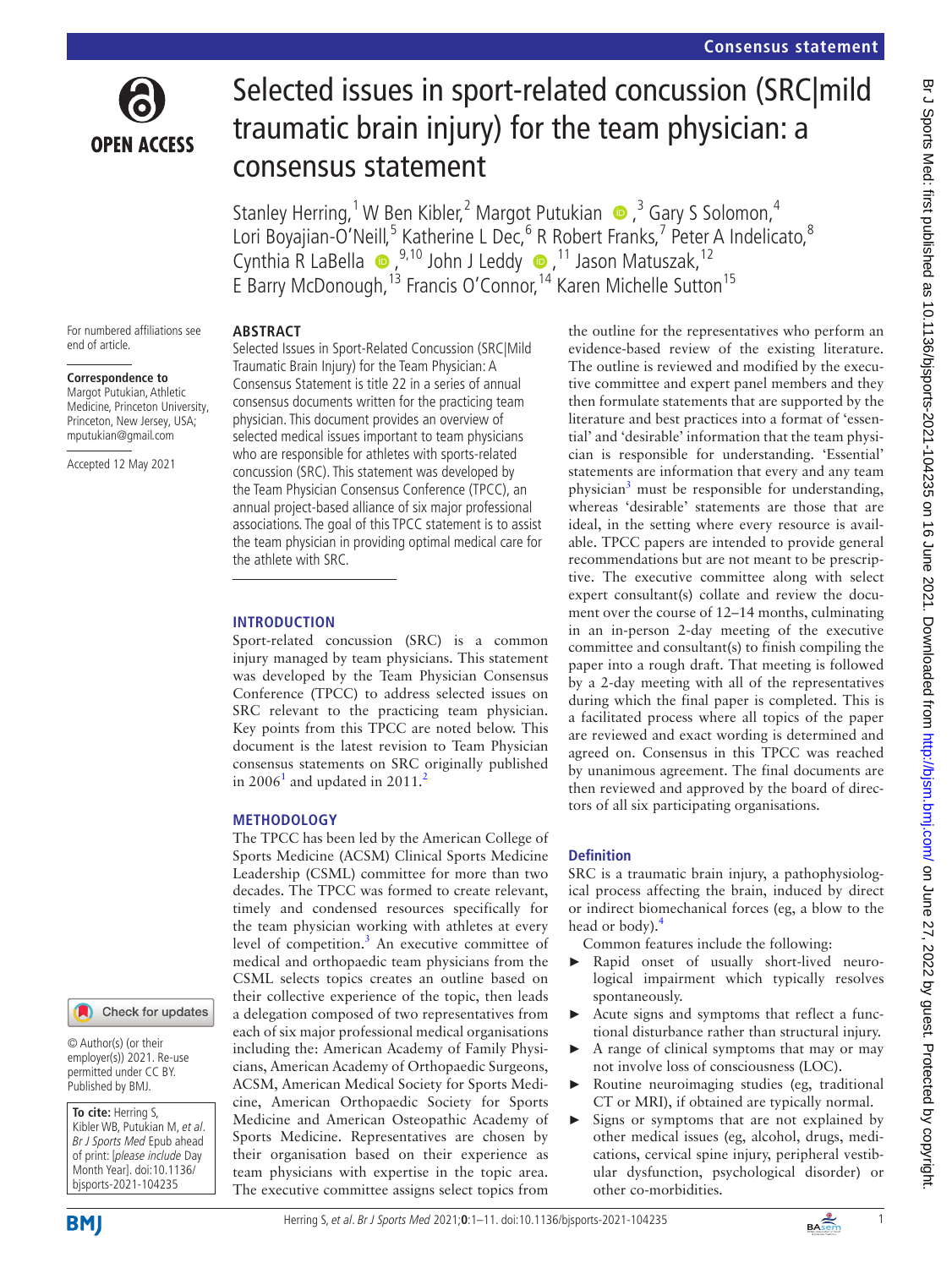# Selected issues in sport-related concussion (SRC|mild traumatic brain injury) for the team physician: a consensus statement

Stanley Herring,[1] W Ben Kibler,[2] Margot Putukian,[3] Gary S Solomon,[4] Lori Boyajian-O'Neill,[5] Katherine L Dec,[6] R Robert Franks,[7] Peter A Indelicato,[8] Cynthia R LaBella,[9,10] John J Leddy,[11] Jason Matuszak,[12] E Barry McDonough,[13] Francis O'Connor,[14] Karen Michelle Sutton[15]

For numbered affiliations see end of article.

**Correspondence to**
Margot Putukian, Athletic Medicine, Princeton University, Princeton, New Jersey, USA; mputukian@gmail.com

Accepted 12 May 2021

© Author(s) (or their employer(s)) 2021. Re-use permitted under CC BY. Published by BMJ.

**To cite:** Herring S, Kibler WB, Putukian M, *et al*. *Br J Sports Med* Epub ahead of print: [*please include* Day Month Year]. doi:10.1136/bjsports-2021-104235

## ABSTRACT

Selected Issues in Sport-Related Concussion (SRC|Mild Traumatic Brain Injury) for the Team Physician: A Consensus Statement is title 22 in a series of annual consensus documents written for the practicing team physician. This document provides an overview of selected medical issues important to team physicians who are responsible for athletes with sports-related concussion (SRC). This statement was developed by the Team Physician Consensus Conference (TPCC), an annual project-based alliance of six major professional associations. The goal of this TPCC statement is to assist the team physician in providing optimal medical care for the athlete with SRC.

## INTRODUCTION

Sport-related concussion (SRC) is a common injury managed by team physicians. This statement was developed by the Team Physician Consensus Conference (TPCC) to address selected issues on SRC relevant to the practicing team physician. Key points from this TPCC are noted below. This document is the latest revision to Team Physician consensus statements on SRC originally published in 2006[1] and updated in 2011.[2]

## METHODOLOGY

The TPCC has been led by the American College of Sports Medicine (ACSM) Clinical Sports Medicine Leadership (CSML) committee for more than two decades. The TPCC was formed to create relevant, timely and condensed resources specifically for the team physician working with athletes at every level of competition.[3] An executive committee of medical and orthopaedic team physicians from the CSML selects topics creates an outline based on their collective experience of the topic, then leads a delegation composed of two representatives from each of six major professional medical organisations including the: American Academy of Family Physicians, American Academy of Orthopaedic Surgeons, ACSM, American Medical Society for Sports Medicine, American Orthopaedic Society for Sports Medicine and American Osteopathic Academy of Sports Medicine. Representatives are chosen by their organisation based on their experience as team physicians with expertise in the topic area. The executive committee assigns select topics from the outline for the representatives who perform an evidence-based review of the existing literature. The outline is reviewed and modified by the executive committee and expert panel members and they then formulate statements that are supported by the literature and best practices into a format of 'essential' and 'desirable' information that the team physician is responsible for understanding. 'Essential' statements are information that every and any team physician[3] must be responsible for understanding, whereas 'desirable' statements are those that are ideal, in the setting where every resource is available. TPCC papers are intended to provide general recommendations but are not meant to be prescriptive. The executive committee along with select expert consultant(s) collate and review the document over the course of 12–14 months, culminating in an in-person 2-day meeting of the executive committee and consultant(s) to finish compiling the paper into a rough draft. That meeting is followed by a 2-day meeting with all of the representatives during which the final paper is completed. This is a facilitated process where all topics of the paper are reviewed and exact wording is determined and agreed on. Consensus in this TPCC was reached by unanimous agreement. The final documents are then reviewed and approved by the board of directors of all six participating organisations.

### Definition

SRC is a traumatic brain injury, a pathophysiological process affecting the brain, induced by direct or indirect biomechanical forces (eg, a blow to the head or body).[4]

Common features include the following:

- Rapid onset of usually short-lived neurological impairment which typically resolves spontaneously.
- Acute signs and symptoms that reflect a functional disturbance rather than structural injury.
- A range of clinical symptoms that may or may not involve loss of consciousness (LOC).
- Routine neuroimaging studies (eg, traditional CT or MRI), if obtained are typically normal.
- Signs or symptoms that are not explained by other medical issues (eg, alcohol, drugs, medications, cervical spine injury, peripheral vestibular dysfunction, psychological disorder) or other co-morbidities.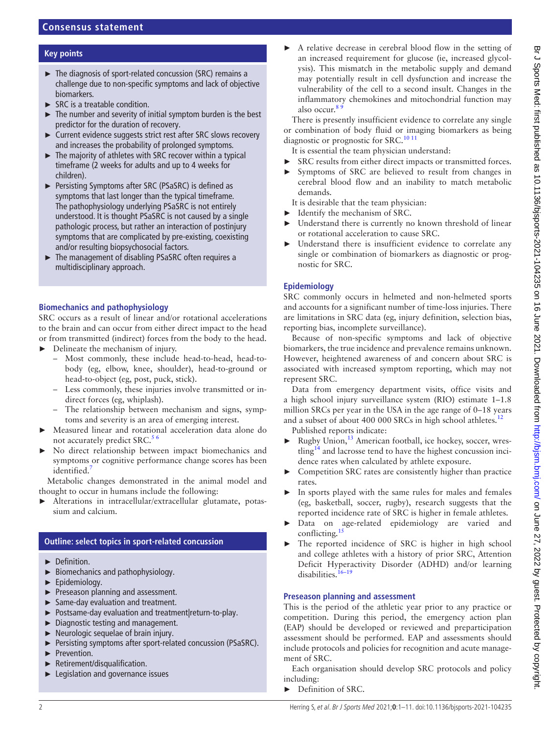## Key points

- The diagnosis of sport-related concussion (SRC) remains a challenge due to non-specific symptoms and lack of objective biomarkers.
- SRC is a treatable condition.
- The number and severity of initial symptom burden is the best predictor for the duration of recovery.
- Current evidence suggests strict rest after SRC slows recovery and increases the probability of prolonged symptoms.
- The majority of athletes with SRC recover within a typical timeframe (2 weeks for adults and up to 4 weeks for children).
- Persisting Symptoms after SRC (PSaSRC) is defined as symptoms that last longer than the typical timeframe. The pathophysiology underlying PSaSRC is not entirely understood. It is thought PSaSRC is not caused by a single pathologic process, but rather an interaction of postinjury symptoms that are complicated by pre-existing, coexisting and/or resulting biopsychosocial factors.
- The management of disabling PSaSRC often requires a multidisciplinary approach.

## Outline: select topics in sport-related concussion

- Definition.
- Biomechanics and pathophysiology.
- Epidemiology.
- Preseason planning and assessment.
- Same-day evaluation and treatment.
- Postsame-day evaluation and treatment|return-to-play.
- Diagnostic testing and management.
- Neurologic sequelae of brain injury.
- Persisting symptoms after sport-related concussion (PSaSRC).
- Prevention.
- Retirement/disqualification.
- Legislation and governance issues

## Biomechanics and pathophysiology

SRC occurs as a result of linear and/or rotational accelerations to the brain and can occur from either direct impact to the head or from transmitted (indirect) forces from the body to the head.

- Delineate the mechanism of injury.
  - Most commonly, these include head-to-head, head-to-body (eg, elbow, knee, shoulder), head-to-ground or head-to-object (eg, post, puck, stick).
  - Less commonly, these injuries involve transmitted or indirect forces (eg, whiplash).
  - The relationship between mechanism and signs, symptoms and severity is an area of emerging interest.
- Measured linear and rotational acceleration data alone do not accurately predict SRC.[5 6]
- No direct relationship between impact biomechanics and symptoms or cognitive performance change scores has been identified.[7]

Metabolic changes demonstrated in the animal model and thought to occur in humans include the following:

- Alterations in intracellular/extracellular glutamate, potassium and calcium.
- A relative decrease in cerebral blood flow in the setting of an increased requirement for glucose (ie, increased glycolysis). This mismatch in the metabolic supply and demand may potentially result in cell dysfunction and increase the vulnerability of the cell to a second insult. Changes in the inflammatory chemokines and mitochondrial function may also occur.[8 9]

There is presently insufficient evidence to correlate any single or combination of body fluid or imaging biomarkers as being diagnostic or prognostic for SRC.[10 11]

It is essential the team physician understand:

- SRC results from either direct impacts or transmitted forces.
- Symptoms of SRC are believed to result from changes in cerebral blood flow and an inability to match metabolic demands.

It is desirable that the team physician:

- Identify the mechanism of SRC.
- Understand there is currently no known threshold of linear or rotational acceleration to cause SRC.
- Understand there is insufficient evidence to correlate any single or combination of biomarkers as diagnostic or prognostic for SRC.

## Epidemiology

SRC commonly occurs in helmeted and non-helmeted sports and accounts for a significant number of time-loss injuries. There are limitations in SRC data (eg, injury definition, selection bias, reporting bias, incomplete surveillance).

Because of non-specific symptoms and lack of objective biomarkers, the true incidence and prevalence remains unknown. However, heightened awareness of and concern about SRC is associated with increased symptom reporting, which may not represent SRC.

Data from emergency department visits, office visits and a high school injury surveillance system (RIO) estimate 1–1.8 million SRCs per year in the USA in the age range of 0–18 years and a subset of about 400 000 SRCs in high school athletes.[12]

Published reports indicate:

- Rugby Union,[13] American football, ice hockey, soccer, wrestling[14] and lacrosse tend to have the highest concussion incidence rates when calculated by athlete exposure.
- Competition SRC rates are consistently higher than practice rates.
- In sports played with the same rules for males and females (eg, basketball, soccer, rugby), research suggests that the reported incidence rate of SRC is higher in female athletes.
- Data on age-related epidemiology are varied and conflicting.[15]
- The reported incidence of SRC is higher in high school and college athletes with a history of prior SRC, Attention Deficit Hyperactivity Disorder (ADHD) and/or learning disabilities.[16–19]

## Preseason planning and assessment

This is the period of the athletic year prior to any practice or competition. During this period, the emergency action plan (EAP) should be developed or reviewed and preparticipation assessment should be performed. EAP and assessments should include protocols and policies for recognition and acute management of SRC.

Each organisation should develop SRC protocols and policy including:

- Definition of SRC.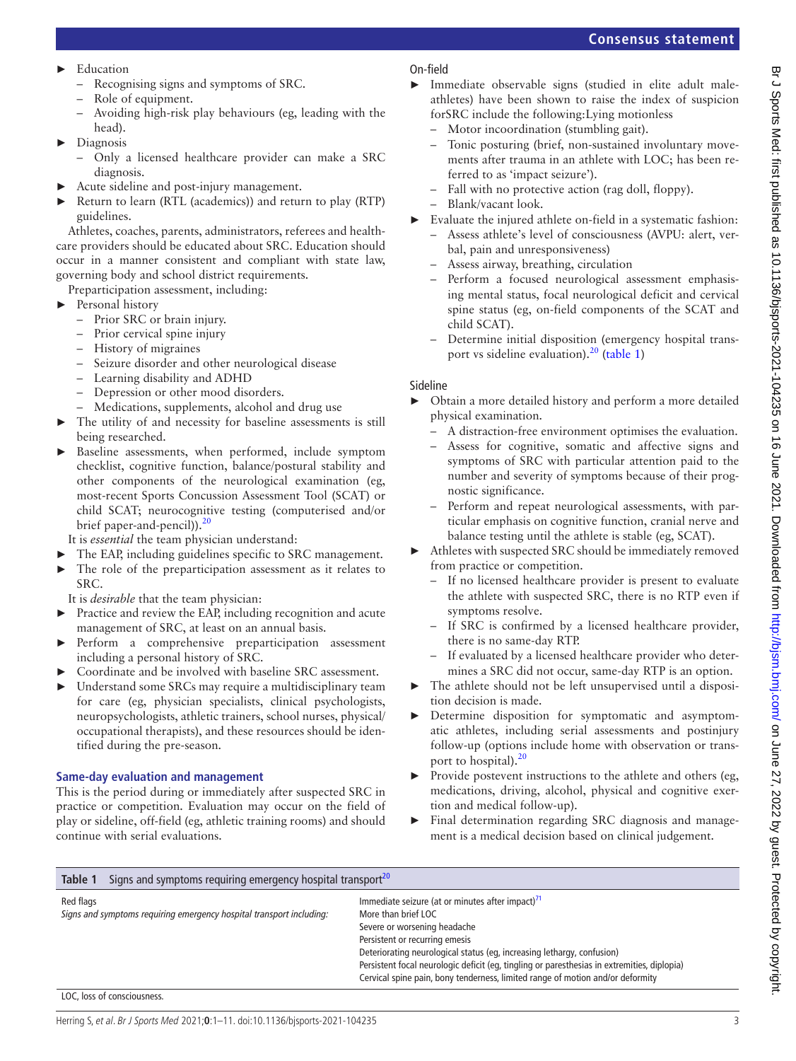- Education
  - Recognising signs and symptoms of SRC.
  - Role of equipment.
  - Avoiding high-risk play behaviours (eg, leading with the head).
- Diagnosis
  - Only a licensed healthcare provider can make a SRC diagnosis.
- Acute sideline and post-injury management.
- Return to learn (RTL (academics)) and return to play (RTP) guidelines.

Athletes, coaches, parents, administrators, referees and healthcare providers should be educated about SRC. Education should occur in a manner consistent and compliant with state law, governing body and school district requirements.

Preparticipation assessment, including:

- Personal history
  - Prior SRC or brain injury.
  - Prior cervical spine injury
  - History of migraines
  - Seizure disorder and other neurological disease
  - Learning disability and ADHD
  - Depression or other mood disorders.
  - Medications, supplements, alcohol and drug use
- The utility of and necessity for baseline assessments is still being researched.
- Baseline assessments, when performed, include symptom checklist, cognitive function, balance/postural stability and other components of the neurological examination (eg, most-recent Sports Concussion Assessment Tool (SCAT) or child SCAT; neurocognitive testing (computerised and/or brief paper-and-pencil)).[20]

It is *essential* the team physician understand:

- The EAP, including guidelines specific to SRC management.
- The role of the preparticipation assessment as it relates to SRC.

It is *desirable* that the team physician:

- Practice and review the EAP, including recognition and acute management of SRC, at least on an annual basis.
- Perform a comprehensive preparticipation assessment including a personal history of SRC.
- Coordinate and be involved with baseline SRC assessment.
- Understand some SRCs may require a multidisciplinary team for care (eg, physician specialists, clinical psychologists, neuropsychologists, athletic trainers, school nurses, physical/occupational therapists), and these resources should be identified during the pre-season.

## Same-day evaluation and management

This is the period during or immediately after suspected SRC in practice or competition. Evaluation may occur on the field of play or sideline, off-field (eg, athletic training rooms) and should continue with serial evaluations.

### On-field

- Immediate observable signs (studied in elite adult male-athletes) have been shown to raise the index of suspicion forSRC include the following:Lying motionless
  - Motor incoordination (stumbling gait).
  - Tonic posturing (brief, non-sustained involuntary movements after trauma in an athlete with LOC; has been referred to as 'impact seizure').
  - Fall with no protective action (rag doll, floppy).
  - Blank/vacant look.
- Evaluate the injured athlete on-field in a systematic fashion:
  - Assess athlete's level of consciousness (AVPU: alert, verbal, pain and unresponsiveness)
  - Assess airway, breathing, circulation
  - Perform a focused neurological assessment emphasising mental status, focal neurological deficit and cervical spine status (eg, on-field components of the SCAT and child SCAT).
  - Determine initial disposition (emergency hospital transport vs sideline evaluation).[20] (table 1)

### Sideline

- Obtain a more detailed history and perform a more detailed physical examination.
  - A distraction-free environment optimises the evaluation.
  - Assess for cognitive, somatic and affective signs and symptoms of SRC with particular attention paid to the number and severity of symptoms because of their prognostic significance.
  - Perform and repeat neurological assessments, with particular emphasis on cognitive function, cranial nerve and balance testing until the athlete is stable (eg, SCAT).
- Athletes with suspected SRC should be immediately removed from practice or competition.
  - If no licensed healthcare provider is present to evaluate the athlete with suspected SRC, there is no RTP even if symptoms resolve.
  - If SRC is confirmed by a licensed healthcare provider, there is no same-day RTP.
  - If evaluated by a licensed healthcare provider who determines a SRC did not occur, same-day RTP is an option.
- The athlete should not be left unsupervised until a disposition decision is made.
- Determine disposition for symptomatic and asymptomatic athletes, including serial assessments and postinjury follow-up (options include home with observation or transport to hospital).[20]
- Provide postevent instructions to the athlete and others (eg, medications, driving, alcohol, physical and cognitive exertion and medical follow-up).
- Final determination regarding SRC diagnosis and management is a medical decision based on clinical judgement.

**Table 1** Signs and symptoms requiring emergency hospital transport[20]

| | |
|---|---|
| Red flags<br>*Signs and symptoms requiring emergency hospital transport including:* | Immediate seizure (at or minutes after impact)[71]<br>More than brief LOC<br>Severe or worsening headache<br>Persistent or recurring emesis<br>Deteriorating neurological status (eg, increasing lethargy, confusion)<br>Persistent focal neurologic deficit (eg, tingling or paresthesias in extremities, diplopia)<br>Cervical spine pain, bony tenderness, limited range of motion and/or deformity |

LOC, loss of consciousness.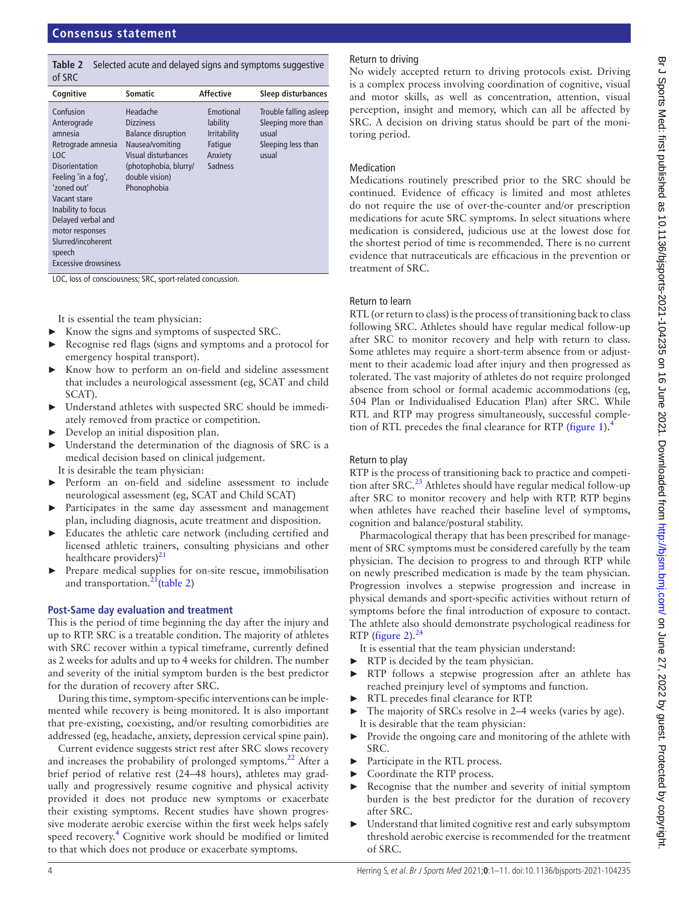**Table 2** Selected acute and delayed signs and symptoms suggestive of SRC

| Cognitive | Somatic | Affective | Sleep disturbances |
|---|---|---|---|
| Confusion<br>Anterograde amnesia<br>Retrograde amnesia<br>LOC<br>Disorientation<br>Feeling 'in a fog', 'zoned out'<br>Vacant stare<br>Inability to focus<br>Delayed verbal and motor responses<br>Slurred/incoherent speech<br>Excessive drowsiness | Headache<br>Dizziness<br>Balance disruption<br>Nausea/vomiting<br>Visual disturbances (photophobia, blurry/double vision)<br>Phonophobia | Emotional lability<br>Irritability<br>Fatigue<br>Anxiety<br>Sadness | Trouble falling asleep<br>Sleeping more than usual<br>Sleeping less than usual |

LOC, loss of consciousness; SRC, sport-related concussion.

It is essential the team physician:

- Know the signs and symptoms of suspected SRC.
- Recognise red flags (signs and symptoms and a protocol for emergency hospital transport).
- Know how to perform an on-field and sideline assessment that includes a neurological assessment (eg, SCAT and child SCAT).
- Understand athletes with suspected SRC should be immediately removed from practice or competition.
- Develop an initial disposition plan.
- Understand the determination of the diagnosis of SRC is a medical decision based on clinical judgement.

It is desirable the team physician:

- Perform an on-field and sideline assessment to include neurological assessment (eg, SCAT and Child SCAT)
- Participates in the same day assessment and management plan, including diagnosis, acute treatment and disposition.
- Educates the athletic care network (including certified and licensed athletic trainers, consulting physicians and other healthcare providers)[21]
- Prepare medical supplies for on-site rescue, immobilisation and transportation.[21] (table 2)

### Post-Same day evaluation and treatment

This is the period of time beginning the day after the injury and up to RTP. SRC is a treatable condition. The majority of athletes with SRC recover within a typical timeframe, currently defined as 2 weeks for adults and up to 4 weeks for children. The number and severity of the initial symptom burden is the best predictor for the duration of recovery after SRC.

During this time, symptom-specific interventions can be implemented while recovery is being monitored. It is also important that pre-existing, coexisting, and/or resulting comorbidities are addressed (eg, headache, anxiety, depression cervical spine pain).

Current evidence suggests strict rest after SRC slows recovery and increases the probability of prolonged symptoms.[22] After a brief period of relative rest (24–48 hours), athletes may gradually and progressively resume cognitive and physical activity provided it does not produce new symptoms or exacerbate their existing symptoms. Recent studies have shown progressive moderate aerobic exercise within the first week helps safely speed recovery.[4] Cognitive work should be modified or limited to that which does not produce or exacerbate symptoms.

#### Return to driving

No widely accepted return to driving protocols exist. Driving is a complex process involving coordination of cognitive, visual and motor skills, as well as concentration, attention, visual perception, insight and memory, which can all be affected by SRC. A decision on driving status should be part of the monitoring period.

#### Medication

Medications routinely prescribed prior to the SRC should be continued. Evidence of efficacy is limited and most athletes do not require the use of over-the-counter and/or prescription medications for acute SRC symptoms. In select situations where medication is considered, judicious use at the lowest dose for the shortest period of time is recommended. There is no current evidence that nutraceuticals are efficacious in the prevention or treatment of SRC.

#### Return to learn

RTL (or return to class) is the process of transitioning back to class following SRC. Athletes should have regular medical follow-up after SRC to monitor recovery and help with return to class. Some athletes may require a short-term absence from or adjustment to their academic load after injury and then progressed as tolerated. The vast majority of athletes do not require prolonged absence from school or formal academic accommodations (eg, 504 Plan or Individualised Education Plan) after SRC. While RTL and RTP may progress simultaneously, successful completion of RTL precedes the final clearance for RTP (figure 1).[4]

#### Return to play

RTP is the process of transitioning back to practice and competition after SRC.[23] Athletes should have regular medical follow-up after SRC to monitor recovery and help with RTP. RTP begins when athletes have reached their baseline level of symptoms, cognition and balance/postural stability.

Pharmacological therapy that has been prescribed for management of SRC symptoms must be considered carefully by the team physician. The decision to progress to and through RTP while on newly prescribed medication is made by the team physician. Progression involves a stepwise progression and increase in physical demands and sport-specific activities without return of symptoms before the final introduction of exposure to contact. The athlete also should demonstrate psychological readiness for RTP (figure 2).[24]

It is essential that the team physician understand:

- RTP is decided by the team physician.
- RTP follows a stepwise progression after an athlete has reached preinjury level of symptoms and function.
- RTL precedes final clearance for RTP.
- The majority of SRCs resolve in 2–4 weeks (varies by age).

It is desirable that the team physician:

- Provide the ongoing care and monitoring of the athlete with SRC.
- Participate in the RTL process.
- Coordinate the RTP process.
- Recognise that the number and severity of initial symptom burden is the best predictor for the duration of recovery after SRC.
- Understand that limited cognitive rest and early subsymptom threshold aerobic exercise is recommended for the treatment of SRC.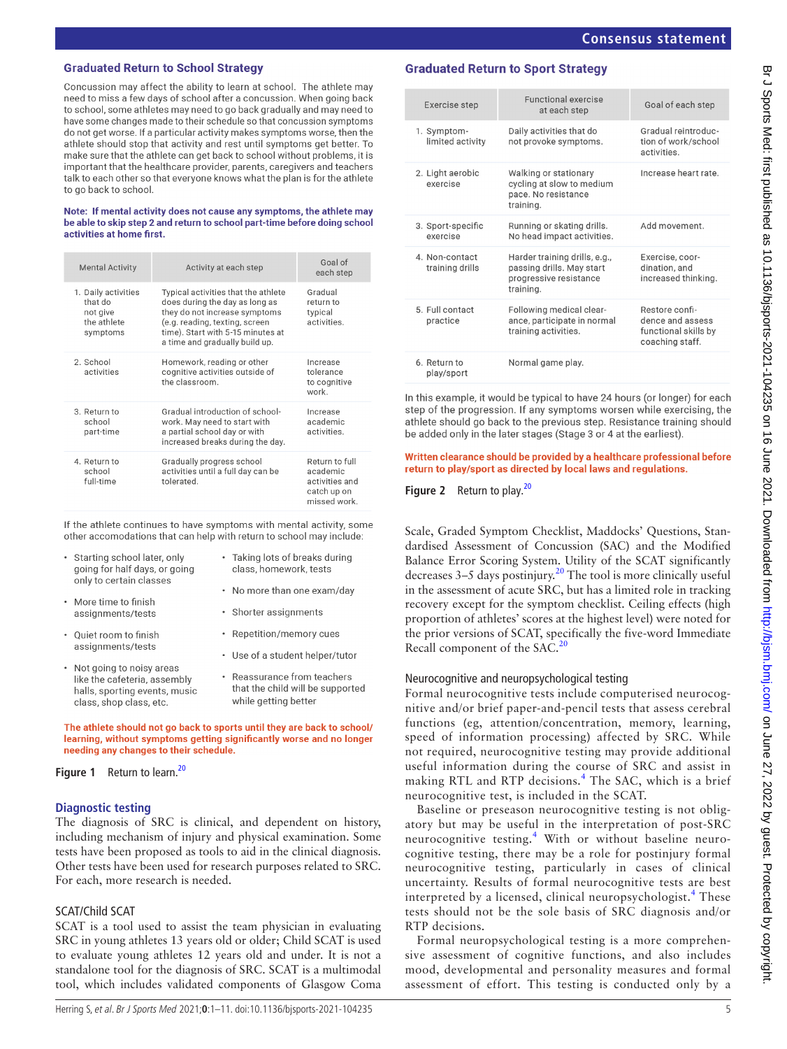## Graduated Return to School Strategy

Concussion may affect the ability to learn at school. The athlete may need to miss a few days of school after a concussion. When going back to school, some athletes may need to go back gradually and may need to have some changes made to their schedule so that concussion symptoms do not get worse. If a particular activity makes symptoms worse, then the athlete should stop that activity and rest until symptoms get better. To make sure that the athlete can get back to school without problems, it is important that the healthcare provider, parents, caregivers and teachers talk to each other so that everyone knows what the plan is for the athlete to go back to school.

**Note: If mental activity does not cause any symptoms, the athlete may be able to skip step 2 and return to school part-time before doing school activities at home first.**

| Mental Activity | Activity at each step | Goal of each step |
|---|---|---|
| 1. Daily activities that do not give the athlete symptoms | Typical activities that the athlete does during the day as long as they do not increase symptoms (e.g. reading, texting, screen time). Start with 5-15 minutes at a time and gradually build up. | Gradual return to typical activities. |
| 2. School activities | Homework, reading or other cognitive activities outside of the classroom. | Increase tolerance to cognitive work. |
| 3. Return to school part-time | Gradual introduction of school-work. May need to start with a partial school day or with increased breaks during the day. | Increase academic activities. |
| 4. Return to school full-time | Gradually progress school activities until a full day can be tolerated. | Return to full academic activities and catch up on missed work. |

If the athlete continues to have symptoms with mental activity, some other accomodations that can help with return to school may include:

- Starting school later, only going for half days, or going only to certain classes
- More time to finish assignments/tests
- Quiet room to finish assignments/tests
- Not going to noisy areas like the cafeteria, assembly halls, sporting events, music class, shop class, etc.
- Taking lots of breaks during class, homework, tests
- No more than one exam/day
- Shorter assignments
- Repetition/memory cues
- Use of a student helper/tutor
- Reassurance from teachers that the child will be supported while getting better

**The athlete should not go back to sports until they are back to school/learning, without symptoms getting significantly worse and no longer needing any changes to their schedule.**

**Figure 1** Return to learn.[20]

## Graduated Return to Sport Strategy

| Exercise step | Functional exercise at each step | Goal of each step |
|---|---|---|
| 1. Symptom-limited activity | Daily activities that do not provoke symptoms. | Gradual reintroduction of work/school activities. |
| 2. Light aerobic exercise | Walking or stationary cycling at slow to medium pace. No resistance training. | Increase heart rate. |
| 3. Sport-specific exercise | Running or skating drills. No head impact activities. | Add movement. |
| 4. Non-contact training drills | Harder training drills, e.g., passing drills. May start progressive resistance training. | Exercise, coordination, and increased thinking. |
| 5. Full contact practice | Following medical clearance, participate in normal training activities. | Restore confidence and assess functional skills by coaching staff. |
| 6. Return to play/sport | Normal game play. | |

In this example, it would be typical to have 24 hours (or longer) for each step of the progression. If any symptoms worsen while exercising, the athlete should go back to the previous step. Resistance training should be added only in the later stages (Stage 3 or 4 at the earliest).

**Written clearance should be provided by a healthcare professional before return to play/sport as directed by local laws and regulations.**

**Figure 2** Return to play.[20]

## Diagnostic testing

The diagnosis of SRC is clinical, and dependent on history, including mechanism of injury and physical examination. Some tests have been proposed as tools to aid in the clinical diagnosis. Other tests have been used for research purposes related to SRC. For each, more research is needed.

### SCAT/Child SCAT

SCAT is a tool used to assist the team physician in evaluating SRC in young athletes 13 years old or older; Child SCAT is used to evaluate young athletes 12 years old and under. It is not a standalone tool for the diagnosis of SRC. SCAT is a multimodal tool, which includes validated components of Glasgow Coma Scale, Graded Symptom Checklist, Maddocks' Questions, Standardised Assessment of Concussion (SAC) and the Modified Balance Error Scoring System. Utility of the SCAT significantly decreases 3–5 days postinjury.[20] The tool is more clinically useful in the assessment of acute SRC, but has a limited role in tracking recovery except for the symptom checklist. Ceiling effects (high proportion of athletes' scores at the highest level) were noted for the prior versions of SCAT, specifically the five-word Immediate Recall component of the SAC.[20]

### Neurocognitive and neuropsychological testing

Formal neurocognitive tests include computerised neurocognitive and/or brief paper-and-pencil tests that assess cerebral functions (eg, attention/concentration, memory, learning, speed of information processing) affected by SRC. While not required, neurocognitive testing may provide additional useful information during the course of SRC and assist in making RTL and RTP decisions.[4] The SAC, which is a brief neurocognitive test, is included in the SCAT.

Baseline or preseason neurocognitive testing is not obligatory but may be useful in the interpretation of post-SRC neurocognitive testing.[4] With or without baseline neurocognitive testing, there may be a role for postinjury formal neurocognitive testing, particularly in cases of clinical uncertainty. Results of formal neurocognitive tests are best interpreted by a licensed, clinical neuropsychologist.[4] These tests should not be the sole basis of SRC diagnosis and/or RTP decisions.

Formal neuropsychological testing is a more comprehensive assessment of cognitive functions, and also includes mood, developmental and personality measures and formal assessment of effort. This testing is conducted only by a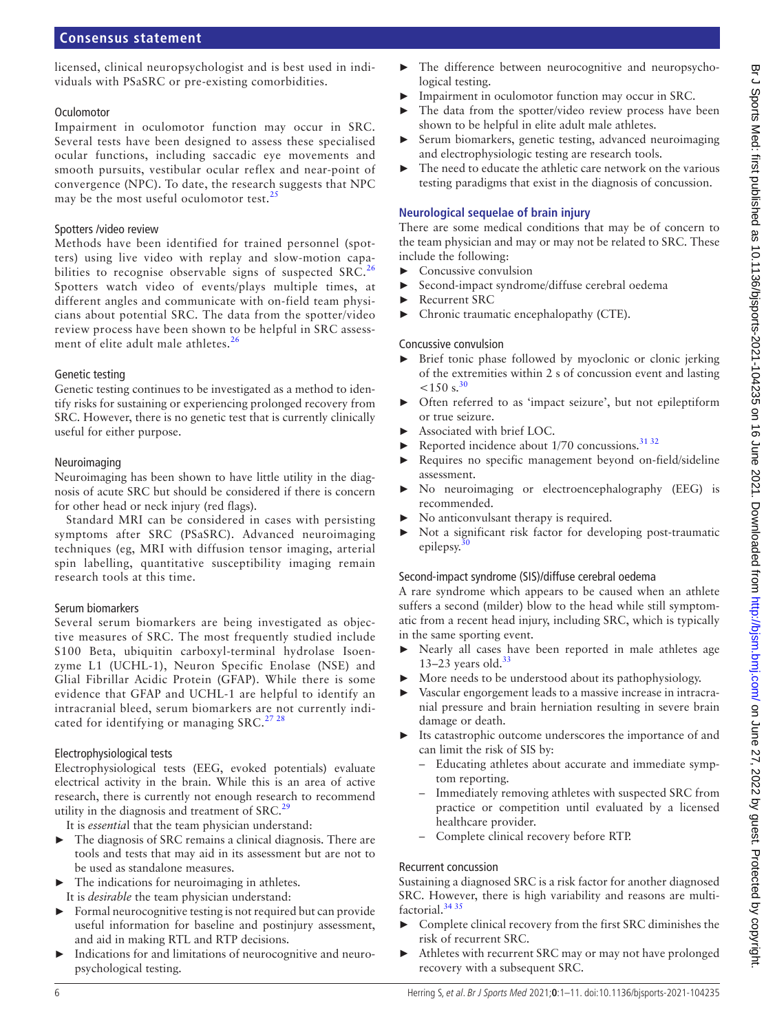licensed, clinical neuropsychologist and is best used in individuals with PSaSRC or pre-existing comorbidities.

### Oculomotor

Impairment in oculomotor function may occur in SRC. Several tests have been designed to assess these specialised ocular functions, including saccadic eye movements and smooth pursuits, vestibular ocular reflex and near-point of convergence (NPC). To date, the research suggests that NPC may be the most useful oculomotor test.[25]

### Spotters /video review

Methods have been identified for trained personnel (spotters) using live video with replay and slow-motion capabilities to recognise observable signs of suspected SRC.[26] Spotters watch video of events/plays multiple times, at different angles and communicate with on-field team physicians about potential SRC. The data from the spotter/video review process have been shown to be helpful in SRC assessment of elite adult male athletes.[26]

### Genetic testing

Genetic testing continues to be investigated as a method to identify risks for sustaining or experiencing prolonged recovery from SRC. However, there is no genetic test that is currently clinically useful for either purpose.

### Neuroimaging

Neuroimaging has been shown to have little utility in the diagnosis of acute SRC but should be considered if there is concern for other head or neck injury (red flags).

Standard MRI can be considered in cases with persisting symptoms after SRC (PSaSRC). Advanced neuroimaging techniques (eg, MRI with diffusion tensor imaging, arterial spin labelling, quantitative susceptibility imaging remain research tools at this time.

### Serum biomarkers

Several serum biomarkers are being investigated as objective measures of SRC. The most frequently studied include S100 Beta, ubiquitin carboxyl-terminal hydrolase Isoenzyme L1 (UCHL-1), Neuron Specific Enolase (NSE) and Glial Fibrillar Acidic Protein (GFAP). While there is some evidence that GFAP and UCHL-1 are helpful to identify an intracranial bleed, serum biomarkers are not currently indicated for identifying or managing SRC.[27,28]

### Electrophysiological tests

Electrophysiological tests (EEG, evoked potentials) evaluate electrical activity in the brain. While this is an area of active research, there is currently not enough research to recommend utility in the diagnosis and treatment of SRC.[29]

It is *essential* that the team physician understand:

- The diagnosis of SRC remains a clinical diagnosis. There are tools and tests that may aid in its assessment but are not to be used as standalone measures.
- The indications for neuroimaging in athletes.

It is *desirable* the team physician understand:

- Formal neurocognitive testing is not required but can provide useful information for baseline and postinjury assessment, and aid in making RTL and RTP decisions.
- Indications for and limitations of neurocognitive and neuropsychological testing.
- The difference between neurocognitive and neuropsychological testing.
- Impairment in oculomotor function may occur in SRC.
- The data from the spotter/video review process have been shown to be helpful in elite adult male athletes.
- Serum biomarkers, genetic testing, advanced neuroimaging and electrophysiologic testing are research tools.
- The need to educate the athletic care network on the various testing paradigms that exist in the diagnosis of concussion.

## Neurological sequelae of brain injury

There are some medical conditions that may be of concern to the team physician and may or may not be related to SRC. These include the following:

- Concussive convulsion
- Second-impact syndrome/diffuse cerebral oedema
- Recurrent SRC
- Chronic traumatic encephalopathy (CTE).

### Concussive convulsion

- Brief tonic phase followed by myoclonic or clonic jerking of the extremities within 2 s of concussion event and lasting <150 s.[30]
- Often referred to as 'impact seizure', but not epileptiform or true seizure.
- Associated with brief LOC.
- Reported incidence about 1/70 concussions.[31,32]
- Requires no specific management beyond on-field/sideline assessment.
- No neuroimaging or electroencephalography (EEG) is recommended.
- No anticonvulsant therapy is required.
- Not a significant risk factor for developing post-traumatic epilepsy.[30]

### Second-impact syndrome (SIS)/diffuse cerebral oedema

A rare syndrome which appears to be caused when an athlete suffers a second (milder) blow to the head while still symptomatic from a recent head injury, including SRC, which is typically in the same sporting event.

- Nearly all cases have been reported in male athletes age 13–23 years old.[33]
- More needs to be understood about its pathophysiology.
- Vascular engorgement leads to a massive increase in intracranial pressure and brain herniation resulting in severe brain damage or death.
- Its catastrophic outcome underscores the importance of and can limit the risk of SIS by:
  - Educating athletes about accurate and immediate symptom reporting.
  - Immediately removing athletes with suspected SRC from practice or competition until evaluated by a licensed healthcare provider.
  - Complete clinical recovery before RTP.

### Recurrent concussion

Sustaining a diagnosed SRC is a risk factor for another diagnosed SRC. However, there is high variability and reasons are multifactorial.[34,35]

- Complete clinical recovery from the first SRC diminishes the risk of recurrent SRC.
- Athletes with recurrent SRC may or may not have prolonged recovery with a subsequent SRC.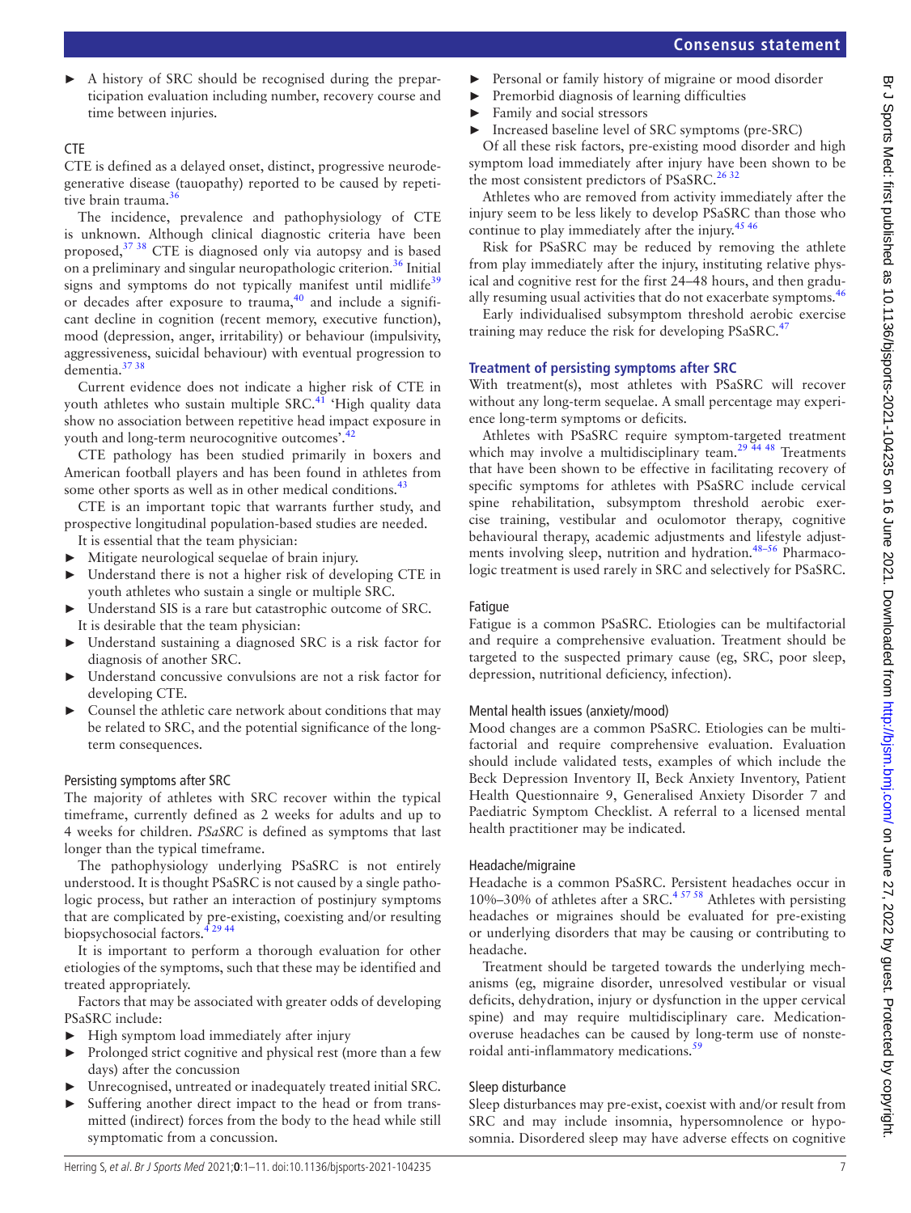- A history of SRC should be recognised during the preparticipation evaluation including number, recovery course and time between injuries.

### CTE

CTE is defined as a delayed onset, distinct, progressive neurodegenerative disease (tauopathy) reported to be caused by repetitive brain trauma.[36]

The incidence, prevalence and pathophysiology of CTE is unknown. Although clinical diagnostic criteria have been proposed,[37 38] CTE is diagnosed only via autopsy and is based on a preliminary and singular neuropathologic criterion.[36] Initial signs and symptoms do not typically manifest until midlife[39] or decades after exposure to trauma,[40] and include a significant decline in cognition (recent memory, executive function), mood (depression, anger, irritability) or behaviour (impulsivity, aggressiveness, suicidal behaviour) with eventual progression to dementia.[37 38]

Current evidence does not indicate a higher risk of CTE in youth athletes who sustain multiple SRC.[41] 'High quality data show no association between repetitive head impact exposure in youth and long-term neurocognitive outcomes'.[42]

CTE pathology has been studied primarily in boxers and American football players and has been found in athletes from some other sports as well as in other medical conditions.[43]

CTE is an important topic that warrants further study, and prospective longitudinal population-based studies are needed.

It is essential that the team physician:

- Mitigate neurological sequelae of brain injury.
- Understand there is not a higher risk of developing CTE in youth athletes who sustain a single or multiple SRC.
- Understand SIS is a rare but catastrophic outcome of SRC.

It is desirable that the team physician:

- Understand sustaining a diagnosed SRC is a risk factor for diagnosis of another SRC.
- Understand concussive convulsions are not a risk factor for developing CTE.
- Counsel the athletic care network about conditions that may be related to SRC, and the potential significance of the long-term consequences.

### Persisting symptoms after SRC

The majority of athletes with SRC recover within the typical timeframe, currently defined as 2 weeks for adults and up to 4 weeks for children. *PSaSRC* is defined as symptoms that last longer than the typical timeframe.

The pathophysiology underlying PSaSRC is not entirely understood. It is thought PSaSRC is not caused by a single pathologic process, but rather an interaction of postinjury symptoms that are complicated by pre-existing, coexisting and/or resulting biopsychosocial factors.[4 29 44]

It is important to perform a thorough evaluation for other etiologies of the symptoms, such that these may be identified and treated appropriately.

Factors that may be associated with greater odds of developing PSaSRC include:

- High symptom load immediately after injury
- Prolonged strict cognitive and physical rest (more than a few days) after the concussion
- Unrecognised, untreated or inadequately treated initial SRC.
- Suffering another direct impact to the head or from transmitted (indirect) forces from the body to the head while still symptomatic from a concussion.
- Personal or family history of migraine or mood disorder
- Premorbid diagnosis of learning difficulties
- Family and social stressors
- Increased baseline level of SRC symptoms (pre-SRC)

Of all these risk factors, pre-existing mood disorder and high symptom load immediately after injury have been shown to be the most consistent predictors of PSaSRC.[26 32]

Athletes who are removed from activity immediately after the injury seem to be less likely to develop PSaSRC than those who continue to play immediately after the injury.[45 46]

Risk for PSaSRC may be reduced by removing the athlete from play immediately after the injury, instituting relative physical and cognitive rest for the first 24–48 hours, and then gradually resuming usual activities that do not exacerbate symptoms.[46]

Early individualised subsymptom threshold aerobic exercise training may reduce the risk for developing PSaSRC.[47]

### Treatment of persisting symptoms after SRC

With treatment(s), most athletes with PSaSRC will recover without any long-term sequelae. A small percentage may experience long-term symptoms or deficits.

Athletes with PSaSRC require symptom-targeted treatment which may involve a multidisciplinary team.[29 44 48] Treatments that have been shown to be effective in facilitating recovery of specific symptoms for athletes with PSaSRC include cervical spine rehabilitation, subsymptom threshold aerobic exercise training, vestibular and oculomotor therapy, cognitive behavioural therapy, academic adjustments and lifestyle adjustments involving sleep, nutrition and hydration.[48–56] Pharmacologic treatment is used rarely in SRC and selectively for PSaSRC.

#### Fatigue

Fatigue is a common PSaSRC. Etiologies can be multifactorial and require a comprehensive evaluation. Treatment should be targeted to the suspected primary cause (eg, SRC, poor sleep, depression, nutritional deficiency, infection).

#### Mental health issues (anxiety/mood)

Mood changes are a common PSaSRC. Etiologies can be multifactorial and require comprehensive evaluation. Evaluation should include validated tests, examples of which include the Beck Depression Inventory II, Beck Anxiety Inventory, Patient Health Questionnaire 9, Generalised Anxiety Disorder 7 and Paediatric Symptom Checklist. A referral to a licensed mental health practitioner may be indicated.

#### Headache/migraine

Headache is a common PSaSRC. Persistent headaches occur in 10%–30% of athletes after a SRC.[4 57 58] Athletes with persisting headaches or migraines should be evaluated for pre-existing or underlying disorders that may be causing or contributing to headache.

Treatment should be targeted towards the underlying mechanisms (eg, migraine disorder, unresolved vestibular or visual deficits, dehydration, injury or dysfunction in the upper cervical spine) and may require multidisciplinary care. Medication-overuse headaches can be caused by long-term use of nonsteroidal anti-inflammatory medications.[59]

#### Sleep disturbance

Sleep disturbances may pre-exist, coexist with and/or result from SRC and may include insomnia, hypersomnolence or hyposomnia. Disordered sleep may have adverse effects on cognitive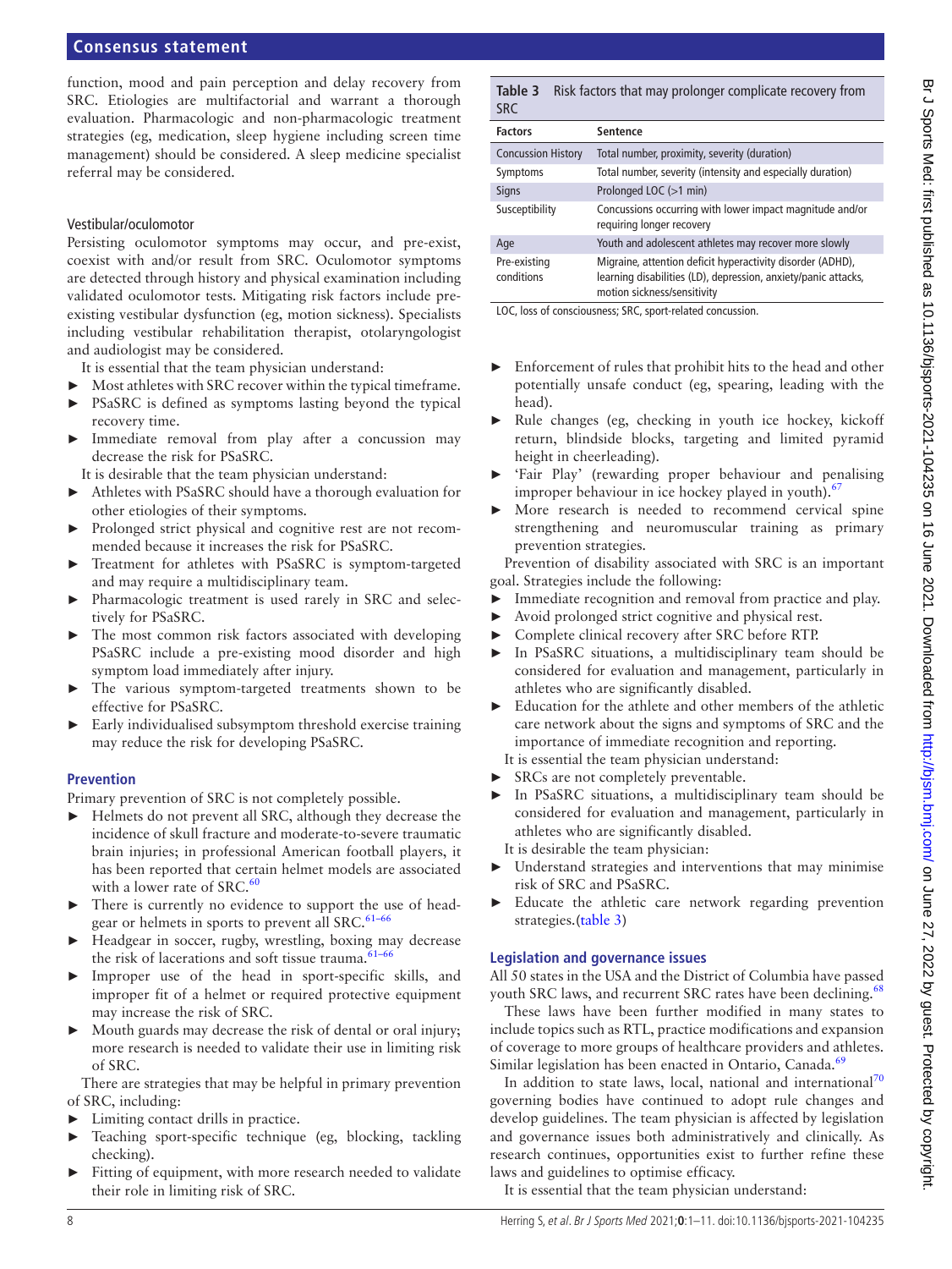function, mood and pain perception and delay recovery from SRC. Etiologies are multifactorial and warrant a thorough evaluation. Pharmacologic and non-pharmacologic treatment strategies (eg, medication, sleep hygiene including screen time management) should be considered. A sleep medicine specialist referral may be considered.

#### Vestibular/oculomotor

Persisting oculomotor symptoms may occur, and pre-exist, coexist with and/or result from SRC. Oculomotor symptoms are detected through history and physical examination including validated oculomotor tests. Mitigating risk factors include pre-existing vestibular dysfunction (eg, motion sickness). Specialists including vestibular rehabilitation therapist, otolaryngologist and audiologist may be considered.

It is essential that the team physician understand:

- Most athletes with SRC recover within the typical timeframe.
- PSaSRC is defined as symptoms lasting beyond the typical recovery time.
- Immediate removal from play after a concussion may decrease the risk for PSaSRC.

It is desirable that the team physician understand:

- Athletes with PSaSRC should have a thorough evaluation for other etiologies of their symptoms.
- Prolonged strict physical and cognitive rest are not recommended because it increases the risk for PSaSRC.
- Treatment for athletes with PSaSRC is symptom-targeted and may require a multidisciplinary team.
- Pharmacologic treatment is used rarely in SRC and selectively for PSaSRC.
- The most common risk factors associated with developing PSaSRC include a pre-existing mood disorder and high symptom load immediately after injury.
- The various symptom-targeted treatments shown to be effective for PSaSRC.
- Early individualised subsymptom threshold exercise training may reduce the risk for developing PSaSRC.

### Prevention

Primary prevention of SRC is not completely possible.

- Helmets do not prevent all SRC, although they decrease the incidence of skull fracture and moderate-to-severe traumatic brain injuries; in professional American football players, it has been reported that certain helmet models are associated with a lower rate of SRC.[60]
- There is currently no evidence to support the use of headgear or helmets in sports to prevent all SRC.[61–66]
- Headgear in soccer, rugby, wrestling, boxing may decrease the risk of lacerations and soft tissue trauma.[61–66]
- Improper use of the head in sport-specific skills, and improper fit of a helmet or required protective equipment may increase the risk of SRC.
- Mouth guards may decrease the risk of dental or oral injury; more research is needed to validate their use in limiting risk of SRC.

There are strategies that may be helpful in primary prevention of SRC, including:

- Limiting contact drills in practice.
- Teaching sport-specific technique (eg, blocking, tackling checking).
- Fitting of equipment, with more research needed to validate their role in limiting risk of SRC.

**Table 3** Risk factors that may prolonger complicate recovery from SRC

| Factors | Sentence |
|---|---|
| Concussion History | Total number, proximity, severity (duration) |
| Symptoms | Total number, severity (intensity and especially duration) |
| Signs | Prolonged LOC (>1 min) |
| Susceptibility | Concussions occurring with lower impact magnitude and/or requiring longer recovery |
| Age | Youth and adolescent athletes may recover more slowly |
| Pre-existing conditions | Migraine, attention deficit hyperactivity disorder (ADHD), learning disabilities (LD), depression, anxiety/panic attacks, motion sickness/sensitivity |

LOC, loss of consciousness; SRC, sport-related concussion.

- Enforcement of rules that prohibit hits to the head and other potentially unsafe conduct (eg, spearing, leading with the head).
- Rule changes (eg, checking in youth ice hockey, kickoff return, blindside blocks, targeting and limited pyramid height in cheerleading).
- 'Fair Play' (rewarding proper behaviour and penalising improper behaviour in ice hockey played in youth).[67]
- More research is needed to recommend cervical spine strengthening and neuromuscular training as primary prevention strategies.

Prevention of disability associated with SRC is an important goal. Strategies include the following:

- Immediate recognition and removal from practice and play.
- Avoid prolonged strict cognitive and physical rest.
- Complete clinical recovery after SRC before RTP.
- In PSaSRC situations, a multidisciplinary team should be considered for evaluation and management, particularly in athletes who are significantly disabled.
- Education for the athlete and other members of the athletic care network about the signs and symptoms of SRC and the importance of immediate recognition and reporting.

It is essential the team physician understand:

- SRCs are not completely preventable.
- In PSaSRC situations, a multidisciplinary team should be considered for evaluation and management, particularly in athletes who are significantly disabled.

It is desirable the team physician:

- Understand strategies and interventions that may minimise risk of SRC and PSaSRC.
- Educate the athletic care network regarding prevention strategies.(table 3)

### Legislation and governance issues

All 50 states in the USA and the District of Columbia have passed youth SRC laws, and recurrent SRC rates have been declining.[68]

These laws have been further modified in many states to include topics such as RTL, practice modifications and expansion of coverage to more groups of healthcare providers and athletes. Similar legislation has been enacted in Ontario, Canada.[69]

In addition to state laws, local, national and international[70] governing bodies have continued to adopt rule changes and develop guidelines. The team physician is affected by legislation and governance issues both administratively and clinically. As research continues, opportunities exist to further refine these laws and guidelines to optimise efficacy.

It is essential that the team physician understand: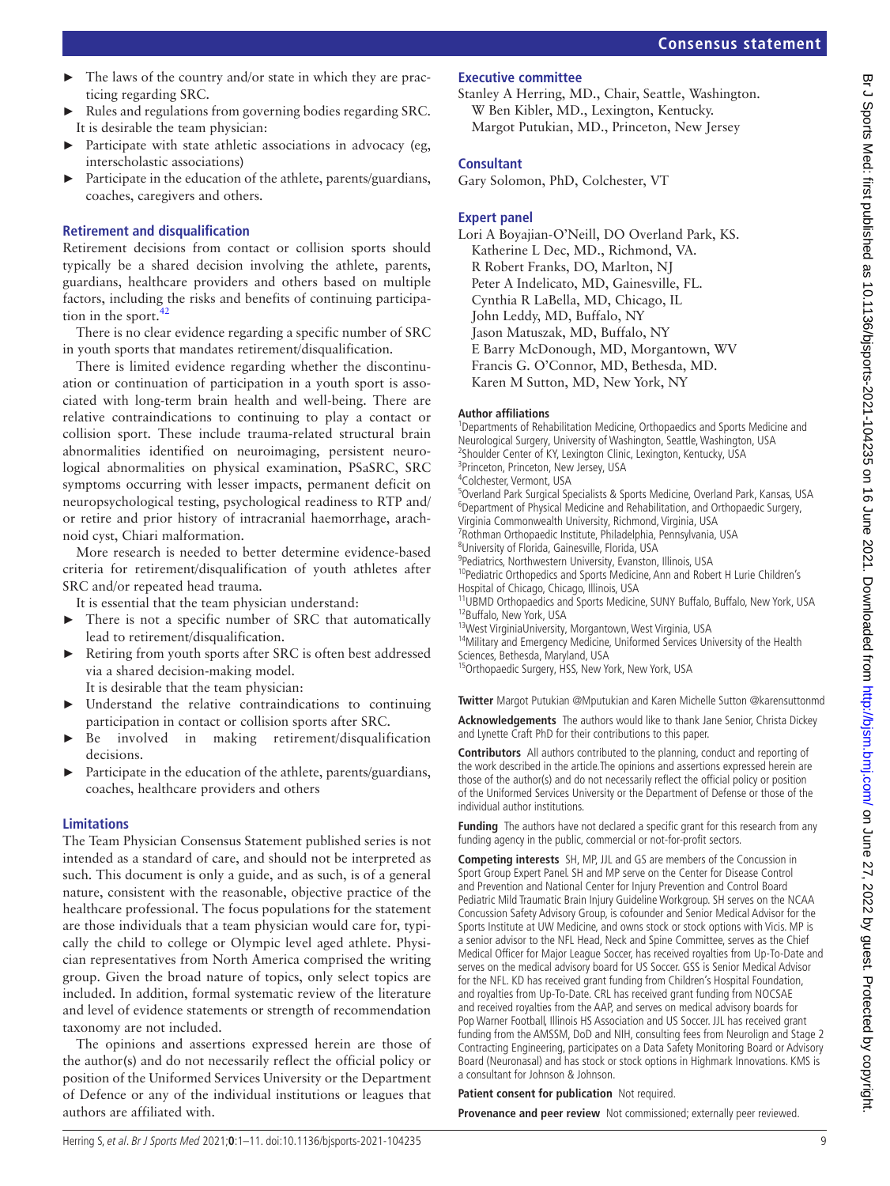- The laws of the country and/or state in which they are practicing regarding SRC.
- Rules and regulations from governing bodies regarding SRC.

It is desirable the team physician:

- Participate with state athletic associations in advocacy (eg, interscholastic associations)
- Participate in the education of the athlete, parents/guardians, coaches, caregivers and others.

### Retirement and disqualification

Retirement decisions from contact or collision sports should typically be a shared decision involving the athlete, parents, guardians, healthcare providers and others based on multiple factors, including the risks and benefits of continuing participation in the sport.[42]

There is no clear evidence regarding a specific number of SRC in youth sports that mandates retirement/disqualification.

There is limited evidence regarding whether the discontinuation or continuation of participation in a youth sport is associated with long-term brain health and well-being. There are relative contraindications to continuing to play a contact or collision sport. These include trauma-related structural brain abnormalities identified on neuroimaging, persistent neurological abnormalities on physical examination, PSaSRC, SRC symptoms occurring with lesser impacts, permanent deficit on neuropsychological testing, psychological readiness to RTP and/or retire and prior history of intracranial haemorrhage, arachnoid cyst, Chiari malformation.

More research is needed to better determine evidence-based criteria for retirement/disqualification of youth athletes after SRC and/or repeated head trauma.

It is essential that the team physician understand:

- There is not a specific number of SRC that automatically lead to retirement/disqualification.
- Retiring from youth sports after SRC is often best addressed via a shared decision-making model.

It is desirable that the team physician:

- Understand the relative contraindications to continuing participation in contact or collision sports after SRC.
- Be involved in making retirement/disqualification decisions.
- Participate in the education of the athlete, parents/guardians, coaches, healthcare providers and others

### Limitations

The Team Physician Consensus Statement published series is not intended as a standard of care, and should not be interpreted as such. This document is only a guide, and as such, is of a general nature, consistent with the reasonable, objective practice of the healthcare professional. The focus populations for the statement are those individuals that a team physician would care for, typically the child to college or Olympic level aged athlete. Physician representatives from North America comprised the writing group. Given the broad nature of topics, only select topics are included. In addition, formal systematic review of the literature and level of evidence statements or strength of recommendation taxonomy are not included.

The opinions and assertions expressed herein are those of the author(s) and do not necessarily reflect the official policy or position of the Uniformed Services University or the Department of Defence or any of the individual institutions or leagues that authors are affiliated with.

### Executive committee

Stanley A Herring, MD., Chair, Seattle, Washington.
W Ben Kibler, MD., Lexington, Kentucky.
Margot Putukian, MD., Princeton, New Jersey

### Consultant

Gary Solomon, PhD, Colchester, VT

### Expert panel

Lori A Boyajian-O'Neill, DO Overland Park, KS.
Katherine L Dec, MD., Richmond, VA.
R Robert Franks, DO, Marlton, NJ
Peter A Indelicato, MD, Gainesville, FL.
Cynthia R LaBella, MD, Chicago, IL
John Leddy, MD, Buffalo, NY
Jason Matuszak, MD, Buffalo, NY
E Barry McDonough, MD, Morgantown, WV
Francis G. O'Connor, MD, Bethesda, MD.
Karen M Sutton, MD, New York, NY

**Author affiliations**
[1]Departments of Rehabilitation Medicine, Orthopaedics and Sports Medicine and Neurological Surgery, University of Washington, Seattle, Washington, USA
[2]Shoulder Center of KY, Lexington Clinic, Lexington, Kentucky, USA
[3]Princeton, Princeton, New Jersey, USA
[4]Colchester, Vermont, USA
[5]Overland Park Surgical Specialists & Sports Medicine, Overland Park, Kansas, USA
[6]Department of Physical Medicine and Rehabilitation, and Orthopaedic Surgery, Virginia Commonwealth University, Richmond, Virginia, USA
[7]Rothman Orthopaedic Institute, Philadelphia, Pennsylvania, USA
[8]University of Florida, Gainesville, Florida, USA
[9]Pediatrics, Northwestern University, Evanston, Illinois, USA
[10]Pediatric Orthopedics and Sports Medicine, Ann and Robert H Lurie Children's Hospital of Chicago, Chicago, Illinois, USA
[11]UBMD Orthopaedics and Sports Medicine, SUNY Buffalo, Buffalo, New York, USA
[12]Buffalo, New York, USA
[13]West VirginiaUniversity, Morgantown, West Virginia, USA
[14]Military and Emergency Medicine, Uniformed Services University of the Health Sciences, Bethesda, Maryland, USA
[15]Orthopaedic Surgery, HSS, New York, New York, USA

**Twitter** Margot Putukian @Mputukian and Karen Michelle Sutton @karensuttonmd

**Acknowledgements** The authors would like to thank Jane Senior, Christa Dickey and Lynette Craft PhD for their contributions to this paper.

**Contributors** All authors contributed to the planning, conduct and reporting of the work described in the article.The opinions and assertions expressed herein are those of the author(s) and do not necessarily reflect the official policy or position of the Uniformed Services University or the Department of Defense or those of the individual author institutions.

**Funding** The authors have not declared a specific grant for this research from any funding agency in the public, commercial or not-for-profit sectors.

**Competing interests** SH, MP, JJL and GS are members of the Concussion in Sport Group Expert Panel. SH and MP serve on the Center for Disease Control and Prevention and National Center for Injury Prevention and Control Board Pediatric Mild Traumatic Brain Injury Guideline Workgroup. SH serves on the NCAA Concussion Safety Advisory Group, is cofounder and Senior Medical Advisor for the Sports Institute at UW Medicine, and owns stock or stock options with Vicis. MP is a senior advisor to the NFL Head, Neck and Spine Committee, serves as the Chief Medical Officer for Major League Soccer, has received royalties from Up-To-Date and serves on the medical advisory board for US Soccer. GSS is Senior Medical Advisor for the NFL. KD has received grant funding from Children's Hospital Foundation, and royalties from Up-To-Date. CRL has received grant funding from NOCSAE and received royalties from the AAP, and serves on medical advisory boards for Pop Warner Football, Illinois HS Association and US Soccer. JJL has received grant funding from the AMSSM, DoD and NIH, consulting fees from Neurolign and Stage 2 Contracting Engineering, participates on a Data Safety Monitoring Board or Advisory Board (Neuronasal) and has stock or stock options in Highmark Innovations. KMS is a consultant for Johnson & Johnson.

**Patient consent for publication** Not required.

**Provenance and peer review** Not commissioned; externally peer reviewed.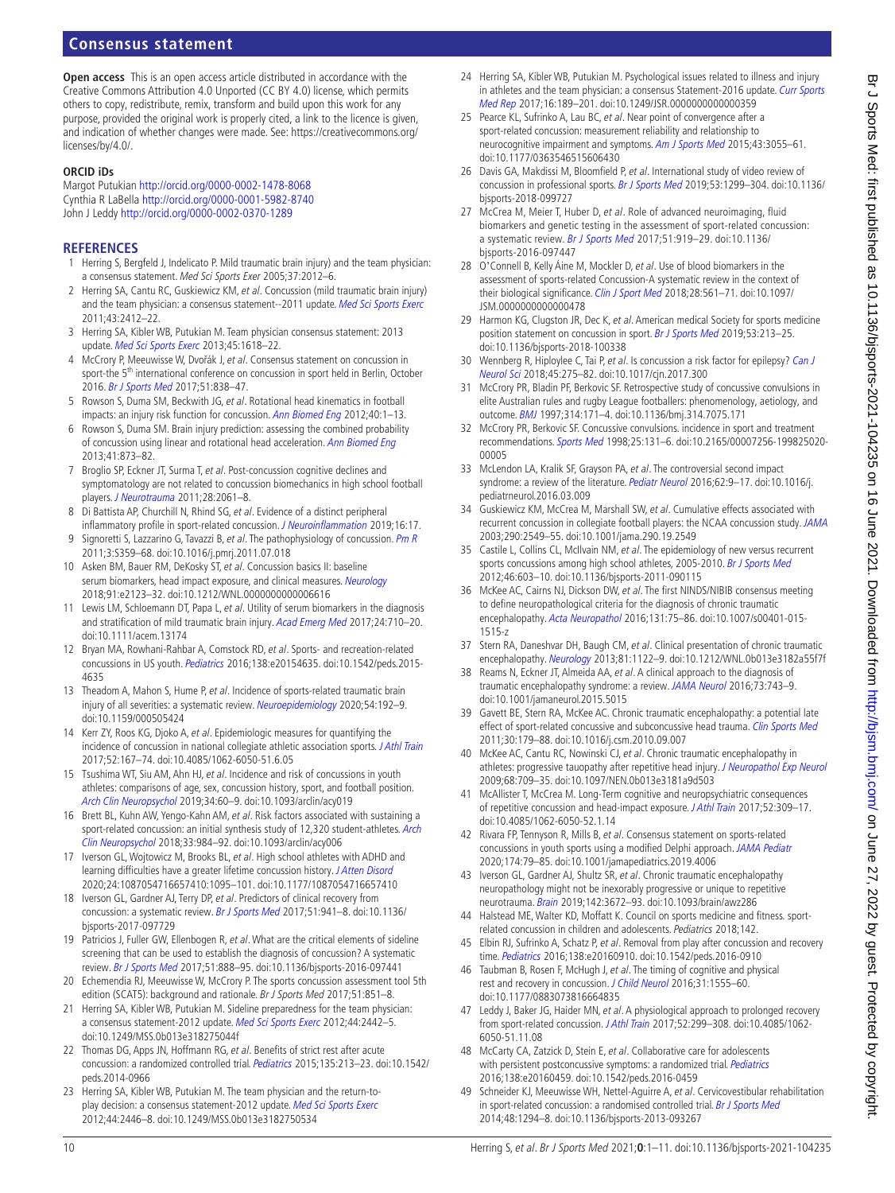**Open access** This is an open access article distributed in accordance with the Creative Commons Attribution 4.0 Unported (CC BY 4.0) license, which permits others to copy, redistribute, remix, transform and build upon this work for any purpose, provided the original work is properly cited, a link to the licence is given, and indication of whether changes were made. See: https://creativecommons.org/licenses/by/4.0/.

**ORCID iDs**

Margot Putukian http://orcid.org/0000-0002-1478-8068
Cynthia R LaBella http://orcid.org/0000-0001-5982-8740
John J Leddy http://orcid.org/0000-0002-0370-1289

## REFERENCES

1. Herring S, Bergfeld J, Indelicato P. Mild traumatic brain injury) and the team physician: a consensus statement. *Med Sci Sports Exer* 2005;37:2012–6.
2. Herring SA, Cantu RC, Guskiewicz KM, *et al*. Concussion (mild traumatic brain injury) and the team physician: a consensus statement--2011 update. *Med Sci Sports Exerc* 2011;43:2412–22.
3. Herring SA, Kibler WB, Putukian M. Team physician consensus statement: 2013 update. *Med Sci Sports Exerc* 2013;45:1618–22.
4. McCrory P, Meeuwisse W, Dvořák J, *et al*. Consensus statement on concussion in sport-the 5th international conference on concussion in sport held in Berlin, October 2016. *Br J Sports Med* 2017;51:838–47.
5. Rowson S, Duma SM, Beckwith JG, *et al*. Rotational head kinematics in football impacts: an injury risk function for concussion. *Ann Biomed Eng* 2012;40:1–13.
6. Rowson S, Duma SM. Brain injury prediction: assessing the combined probability of concussion using linear and rotational head acceleration. *Ann Biomed Eng* 2013;41:873–82.
7. Broglio SP, Eckner JT, Surma T, *et al*. Post-concussion cognitive declines and symptomatology are not related to concussion biomechanics in high school football players. *J Neurotrauma* 2011;28:2061–8.
8. Di Battista AP, Churchill N, Rhind SG, *et al*. Evidence of a distinct peripheral inflammatory profile in sport-related concussion. *J Neuroinflammation* 2019;16:17.
9. Signoretti S, Lazzarino G, Tavazzi B, *et al*. The pathophysiology of concussion. *Pm R* 2011;3:S359–68. doi:10.1016/j.pmrj.2011.07.018
10. Asken BM, Bauer RM, DeKosky ST, *et al*. Concussion basics II: baseline serum biomarkers, head impact exposure, and clinical measures. *Neurology* 2018;91:e2123–32. doi:10.1212/WNL.0000000000006616
11. Lewis LM, Schloemann DT, Papa L, *et al*. Utility of serum biomarkers in the diagnosis and stratification of mild traumatic brain injury. *Acad Emerg Med* 2017;24:710–20. doi:10.1111/acem.13174
12. Bryan MA, Rowhani-Rahbar A, Comstock RD, *et al*. Sports- and recreation-related concussions in US youth. *Pediatrics* 2016;138:e20154635. doi:10.1542/peds.2015-4635
13. Theadom A, Mahon S, Hume P, *et al*. Incidence of sports-related traumatic brain injury of all severities: a systematic review. *Neuroepidemiology* 2020;54:192–9. doi:10.1159/000505424
14. Kerr ZY, Roos KG, Djoko A, *et al*. Epidemiologic measures for quantifying the incidence of concussion in national collegiate athletic association sports. *J Athl Train* 2017;52:167–74. doi:10.4085/1062-6050-51.6.05
15. Tsushima WT, Siu AM, Ahn HJ, *et al*. Incidence and risk of concussions in youth athletes: comparisons of age, sex, concussion history, sport, and football position. *Arch Clin Neuropsychol* 2019;34:60–9. doi:10.1093/arclin/acy019
16. Brett BL, Kuhn AW, Yengo-Kahn AM, *et al*. Risk factors associated with sustaining a sport-related concussion: an initial synthesis study of 12,320 student-athletes. *Arch Clin Neuropsychol* 2018;33:984–92. doi:10.1093/arclin/acy006
17. Iverson GL, Wojtowicz M, Brooks BL, *et al*. High school athletes with ADHD and learning difficulties have a greater lifetime concussion history. *J Atten Disord* 2020;24:1087054716657410:1095–101. doi:10.1177/1087054716657410
18. Iverson GL, Gardner AJ, Terry DP, *et al*. Predictors of clinical recovery from concussion: a systematic review. *Br J Sports Med* 2017;51:941–8. doi:10.1136/bjsports-2017-097729
19. Patricios J, Fuller GW, Ellenbogen R, *et al*. What are the critical elements of sideline screening that can be used to establish the diagnosis of concussion? A systematic review. *Br J Sports Med* 2017;51:888–95. doi:10.1136/bjsports-2016-097441
20. Echemendia RJ, Meeuwisse W, McCrory P. The sports concussion assessment tool 5th edition (SCAT5): background and rationale. *Br J Sports Med* 2017;51:851–8.
21. Herring SA, Kibler WB, Putukian M. Sideline preparedness for the team physician: a consensus statement-2012 update. *Med Sci Sports Exerc* 2012;44:2442–5. doi:10.1249/MSS.0b013e318275044f
22. Thomas DG, Apps JN, Hoffmann RG, *et al*. Benefits of strict rest after acute concussion: a randomized controlled trial. *Pediatrics* 2015;135:213–23. doi:10.1542/peds.2014-0966
23. Herring SA, Kibler WB, Putukian M. The team physician and the return-to-play decision: a consensus statement-2012 update. *Med Sci Sports Exerc* 2012;44:2446–8. doi:10.1249/MSS.0b013e3182750534
24. Herring SA, Kibler WB, Putukian M. Psychological issues related to illness and injury in athletes and the team physician: a consensus Statement-2016 update. *Curr Sports Med Rep* 2017;16:189–201. doi:10.1249/JSR.0000000000000359
25. Pearce KL, Sufrinko A, Lau BC, *et al*. Near point of convergence after a sport-related concussion: measurement reliability and relationship to neurocognitive impairment and symptoms. *Am J Sports Med* 2015;43:3055–61. doi:10.1177/0363546515606430
26. Davis GA, Makdissi M, Bloomfield P, *et al*. International study of video review of concussion in professional sports. *Br J Sports Med* 2019;53:1299–304. doi:10.1136/bjsports-2018-099727
27. McCrea M, Meier T, Huber D, *et al*. Role of advanced neuroimaging, fluid biomarkers and genetic testing in the assessment of sport-related concussion: a systematic review. *Br J Sports Med* 2017;51:919–29. doi:10.1136/bjsports-2016-097447
28. O'Connell B, Kelly Áine M, Mockler D, *et al*. Use of blood biomarkers in the assessment of sports-related Concussion-A systematic review in the context of their biological significance. *Clin J Sport Med* 2018;28:561–71. doi:10.1097/JSM.0000000000000478
29. Harmon KG, Clugston JR, Dec K, *et al*. American medical Society for sports medicine position statement on concussion in sport. *Br J Sports Med* 2019;53:213–25. doi:10.1136/bjsports-2018-100338
30. Wennberg R, Hiploylee C, Tai P, *et al*. Is concussion a risk factor for epilepsy? *Can J Neurol Sci* 2018;45:275–82. doi:10.1017/cjn.2017.300
31. McCrory PR, Bladin PF, Berkovic SF. Retrospective study of concussive convulsions in elite Australian rules and rugby League footballers: phenomenology, aetiology, and outcome. *BMJ* 1997;314:171–4. doi:10.1136/bmj.314.7075.171
32. McCrory PR, Berkovic SF. Concussive convulsions. incidence in sport and treatment recommendations. *Sports Med* 1998;25:131–6. doi:10.2165/00007256-199825020-00005
33. McLendon LA, Kralik SF, Grayson PA, *et al*. The controversial second impact syndrome: a review of the literature. *Pediatr Neurol* 2016;62:9–17. doi:10.1016/j.pediatrneurol.2016.03.009
34. Guskiewicz KM, McCrea M, Marshall SW, *et al*. Cumulative effects associated with recurrent concussion in collegiate football players: the NCAA concussion study. *JAMA* 2003;290:2549–55. doi:10.1001/jama.290.19.2549
35. Castile L, Collins CL, McIlvain NM, *et al*. The epidemiology of new versus recurrent sports concussions among high school athletes, 2005-2010. *Br J Sports Med* 2012;46:603–10. doi:10.1136/bjsports-2011-090115
36. McKee AC, Cairns NJ, Dickson DW, *et al*. The first NINDS/NIBIB consensus meeting to define neuropathological criteria for the diagnosis of chronic traumatic encephalopathy. *Acta Neuropathol* 2016;131:75–86. doi:10.1007/s00401-015-1515-z
37. Stern RA, Daneshvar DH, Baugh CM, *et al*. Clinical presentation of chronic traumatic encephalopathy. *Neurology* 2013;81:1122–9. doi:10.1212/WNL.0b013e3182a55f7f
38. Reams N, Eckner JT, Almeida AA, *et al*. A clinical approach to the diagnosis of traumatic encephalopathy syndrome: a review. *JAMA Neurol* 2016;73:743–9. doi:10.1001/jamaneurol.2015.5015
39. Gavett BE, Stern RA, McKee AC. Chronic traumatic encephalopathy: a potential late effect of sport-related concussive and subconcussive head trauma. *Clin Sports Med* 2011;30:179–88. doi:10.1016/j.csm.2010.09.007
40. McKee AC, Cantu RC, Nowinski CJ, *et al*. Chronic traumatic encephalopathy in athletes: progressive tauopathy after repetitive head injury. *J Neuropathol Exp Neurol* 2009;68:709–35. doi:10.1097/NEN.0b013e3181a9d503
41. McAllister T, McCrea M. Long-Term cognitive and neuropsychiatric consequences of repetitive concussion and head-impact exposure. *J Athl Train* 2017;52:309–17. doi:10.4085/1062-6050-52.1.14
42. Rivara FP, Tennyson R, Mills B, *et al*. Consensus statement on sports-related concussions in youth sports using a modified Delphi approach. *JAMA Pediatr* 2020;174:79–85. doi:10.1001/jamapediatrics.2019.4006
43. Iverson GL, Gardner AJ, Shultz SR, *et al*. Chronic traumatic encephalopathy neuropathology might not be inexorably progressive or unique to repetitive neurotrauma. *Brain* 2019;142:3672–93. doi:10.1093/brain/awz286
44. Halstead ME, Walter KD, Moffatt K. Council on sports medicine and fitness. sport-related concussion in children and adolescents. *Pediatrics* 2018;142.
45. Elbin RJ, Sufrinko A, Schatz P, *et al*. Removal from play after concussion and recovery time. *Pediatrics* 2016;138:e20160910. doi:10.1542/peds.2016-0910
46. Taubman B, Rosen F, McHugh J, *et al*. The timing of cognitive and physical rest and recovery in concussion. *J Child Neurol* 2016;31:1555–60. doi:10.1177/0883073816664835
47. Leddy J, Baker JG, Haider MN, *et al*. A physiological approach to prolonged recovery from sport-related concussion. *J Athl Train* 2017;52:299–308. doi:10.4085/1062-6050-51.11.08
48. McCarty CA, Zatzick D, Stein E, *et al*. Collaborative care for adolescents with persistent postconcussive symptoms: a randomized trial. *Pediatrics* 2016;138:e20160459. doi:10.1542/peds.2016-0459
49. Schneider KJ, Meeuwisse WH, Nettel-Aguirre A, *et al*. Cervicovestibular rehabilitation in sport-related concussion: a randomised controlled trial. *Br J Sports Med* 2014;48:1294–8. doi:10.1136/bjsports-2013-093267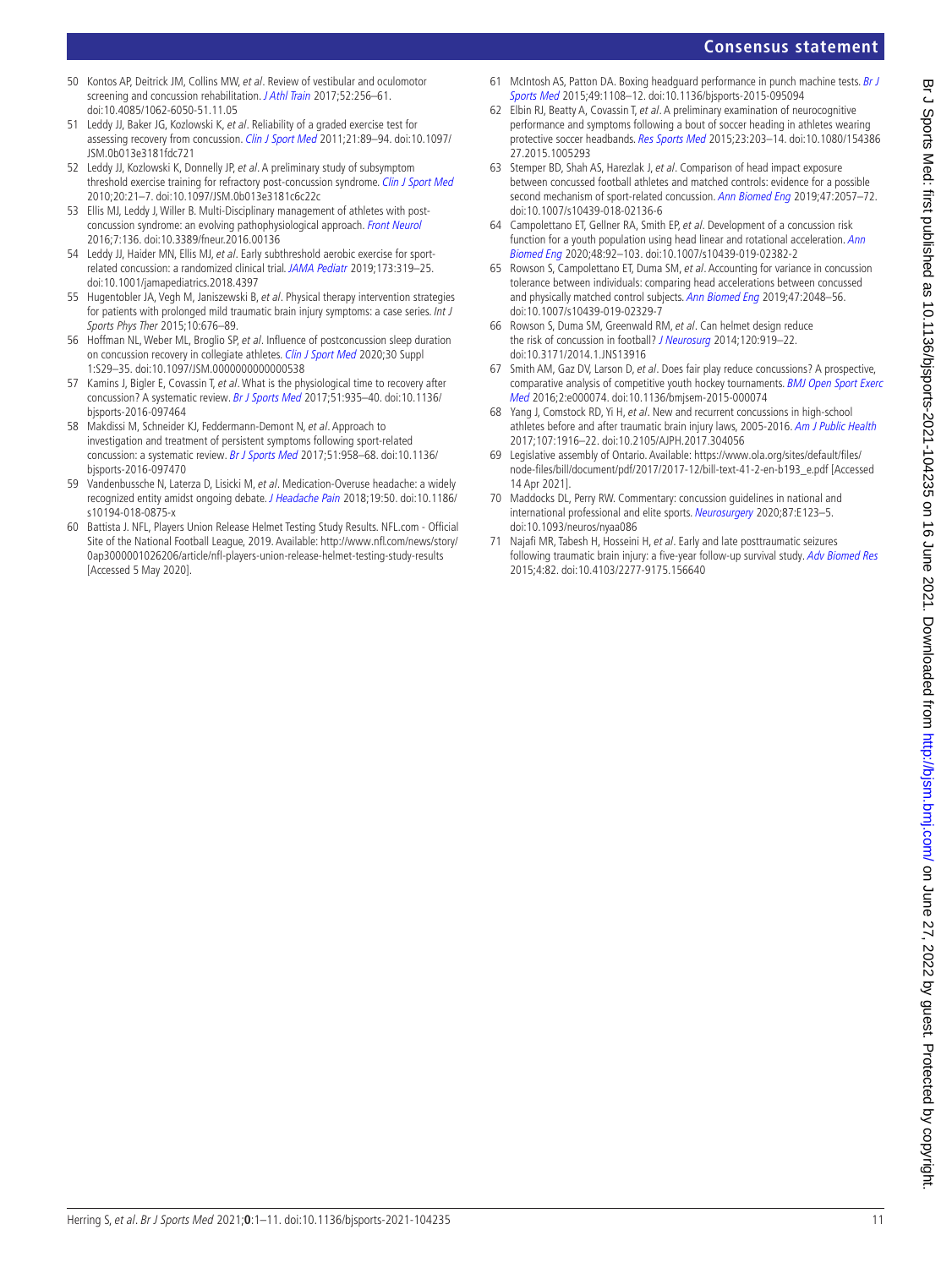50 Kontos AP, Deitrick JM, Collins MW, *et al*. Review of vestibular and oculomotor screening and concussion rehabilitation. *J Athl Train* 2017;52:256–61. doi:10.4085/1062-6050-51.11.05

51 Leddy JJ, Baker JG, Kozlowski K, *et al*. Reliability of a graded exercise test for assessing recovery from concussion. *Clin J Sport Med* 2011;21:89–94. doi:10.1097/JSM.0b013e3181fdc721

52 Leddy JJ, Kozlowski K, Donnelly JP, *et al*. A preliminary study of subsymptom threshold exercise training for refractory post-concussion syndrome. *Clin J Sport Med* 2010;20:21–7. doi:10.1097/JSM.0b013e3181c6c22c

53 Ellis MJ, Leddy J, Willer B. Multi-Disciplinary management of athletes with post-concussion syndrome: an evolving pathophysiological approach. *Front Neurol* 2016;7:136. doi:10.3389/fneur.2016.00136

54 Leddy JJ, Haider MN, Ellis MJ, *et al*. Early subthreshold aerobic exercise for sport-related concussion: a randomized clinical trial. *JAMA Pediatr* 2019;173:319–25. doi:10.1001/jamapediatrics.2018.4397

55 Hugentobler JA, Vegh M, Janiszewski B, *et al*. Physical therapy intervention strategies for patients with prolonged mild traumatic brain injury symptoms: a case series. *Int J Sports Phys Ther* 2015;10:676–89.

56 Hoffman NL, Weber ML, Broglio SP, *et al*. Influence of postconcussion sleep duration on concussion recovery in collegiate athletes. *Clin J Sport Med* 2020;30 Suppl 1:S29–35. doi:10.1097/JSM.0000000000000538

57 Kamins J, Bigler E, Covassin T, *et al*. What is the physiological time to recovery after concussion? A systematic review. *Br J Sports Med* 2017;51:935–40. doi:10.1136/bjsports-2016-097464

58 Makdissi M, Schneider KJ, Feddermann-Demont N, *et al*. Approach to investigation and treatment of persistent symptoms following sport-related concussion: a systematic review. *Br J Sports Med* 2017;51:958–68. doi:10.1136/bjsports-2016-097470

59 Vandenbussche N, Laterza D, Lisicki M, *et al*. Medication-Overuse headache: a widely recognized entity amidst ongoing debate. *J Headache Pain* 2018;19:50. doi:10.1186/s10194-018-0875-x

60 Battista J. NFL, Players Union Release Helmet Testing Study Results. NFL.com - Official Site of the National Football League, 2019. Available: http://www.nfl.com/news/story/0ap3000001026206/article/nfl-players-union-release-helmet-testing-study-results [Accessed 5 May 2020].

61 McIntosh AS, Patton DA. Boxing headguard performance in punch machine tests. *Br J Sports Med* 2015;49:1108–12. doi:10.1136/bjsports-2015-095094

62 Elbin RJ, Beatty A, Covassin T, *et al*. A preliminary examination of neurocognitive performance and symptoms following a bout of soccer heading in athletes wearing protective soccer headbands. *Res Sports Med* 2015;23:203–14. doi:10.1080/15438627.2015.1005293

63 Stemper BD, Shah AS, Harezlak J, *et al*. Comparison of head impact exposure between concussed football athletes and matched controls: evidence for a possible second mechanism of sport-related concussion. *Ann Biomed Eng* 2019;47:2057–72. doi:10.1007/s10439-018-02136-6

64 Campolettano ET, Gellner RA, Smith EP, *et al*. Development of a concussion risk function for a youth population using head linear and rotational acceleration. *Ann Biomed Eng* 2020;48:92–103. doi:10.1007/s10439-019-02382-2

65 Rowson S, Campolettano ET, Duma SM, *et al*. Accounting for variance in concussion tolerance between individuals: comparing head accelerations between concussed and physically matched control subjects. *Ann Biomed Eng* 2019;47:2048–56. doi:10.1007/s10439-019-02329-7

66 Rowson S, Duma SM, Greenwald RM, *et al*. Can helmet design reduce the risk of concussion in football? *J Neurosurg* 2014;120:919–22. doi:10.3171/2014.1.JNS13916

67 Smith AM, Gaz DV, Larson D, *et al*. Does fair play reduce concussions? A prospective, comparative analysis of competitive youth hockey tournaments. *BMJ Open Sport Exerc Med* 2016;2:e000074. doi:10.1136/bmjsem-2015-000074

68 Yang J, Comstock RD, Yi H, *et al*. New and recurrent concussions in high-school athletes before and after traumatic brain injury laws, 2005-2016. *Am J Public Health* 2017;107:1916–22. doi:10.2105/AJPH.2017.304056

69 Legislative assembly of Ontario. Available: https://www.ola.org/sites/default/files/node-files/bill/document/pdf/2017/2017-12/bill-text-41-2-en-b193_e.pdf [Accessed 14 Apr 2021].

70 Maddocks DL, Perry RW. Commentary: concussion guidelines in national and international professional and elite sports. *Neurosurgery* 2020;87:E123–5. doi:10.1093/neuros/nyaa086

71 Najafi MR, Tabesh H, Hosseini H, *et al*. Early and late posttraumatic seizures following traumatic brain injury: a five-year follow-up survival study. *Adv Biomed Res* 2015;4:82. doi:10.4103/2277-9175.156640